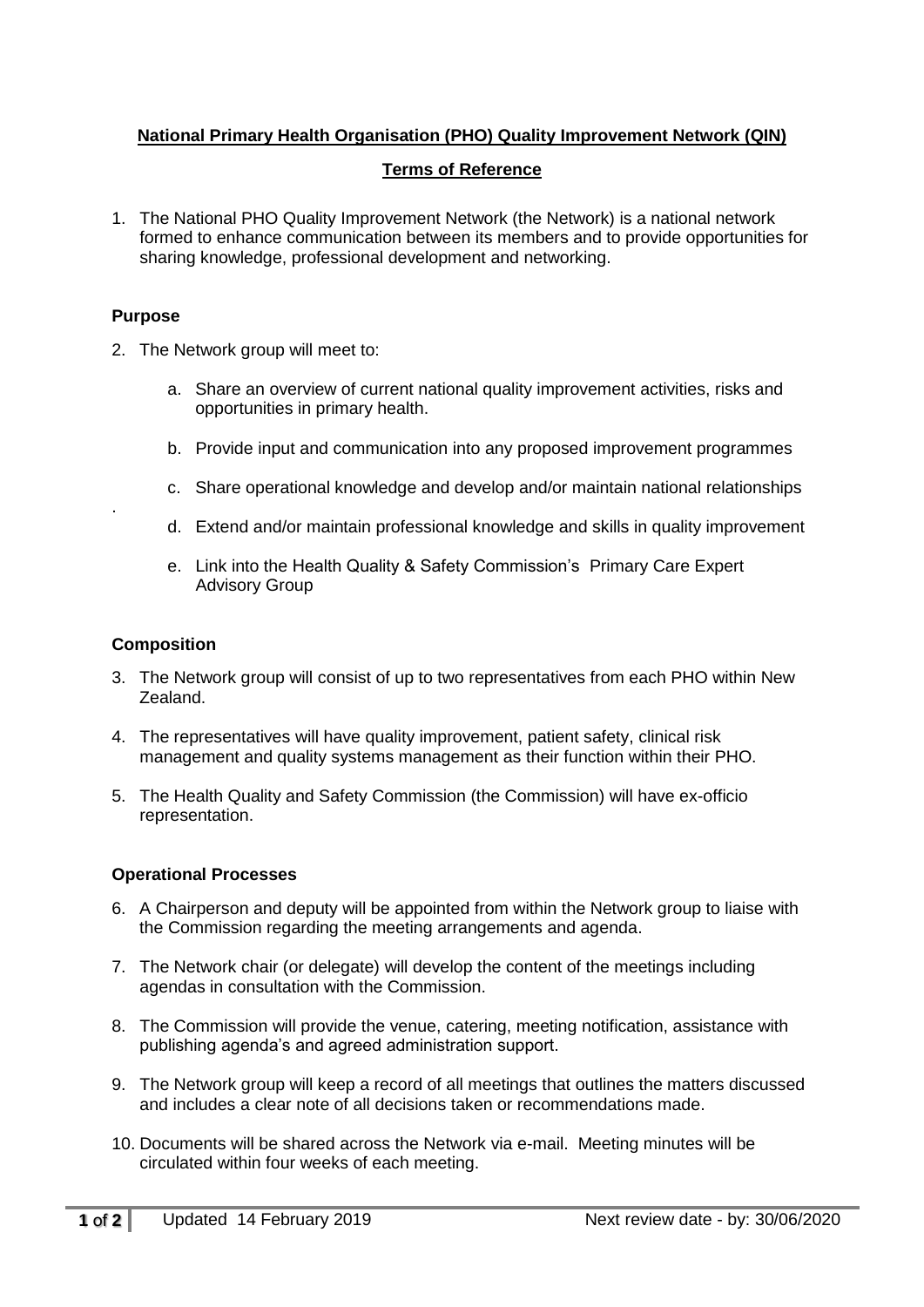**National Primary Health Organisation (PHO) Quality Improvement Network (QIN)**

**Terms of Reference**

1. The National PHO Quality Improvement Network (the Network) is a national network formed to enhance communication between its members and to provide opportunities for sharing knowledge, professional development and networking.

## Purpose

2. The Network group will meet to:

    a. Share an overview of current national quality improvement activities, risks and opportunities in primary health.

    b. Provide input and communication into any proposed improvement programmes

    c. Share operational knowledge and develop and/or maintain national relationships

    d. Extend and/or maintain professional knowledge and skills in quality improvement

    e. Link into the Health Quality & Safety Commission's Primary Care Expert Advisory Group

## Composition

3. The Network group will consist of up to two representatives from each PHO within New Zealand.

4. The representatives will have quality improvement, patient safety, clinical risk management and quality systems management as their function within their PHO.

5. The Health Quality and Safety Commission (the Commission) will have ex-officio representation.

## Operational Processes

6. A Chairperson and deputy will be appointed from within the Network group to liaise with the Commission regarding the meeting arrangements and agenda.

7. The Network chair (or delegate) will develop the content of the meetings including agendas in consultation with the Commission.

8. The Commission will provide the venue, catering, meeting notification, assistance with publishing agenda's and agreed administration support.

9. The Network group will keep a record of all meetings that outlines the matters discussed and includes a clear note of all decisions taken or recommendations made.

10. Documents will be shared across the Network via e-mail. Meeting minutes will be circulated within four weeks of each meeting.

Updated 14 February 2019 Next review date - by: 30/06/2020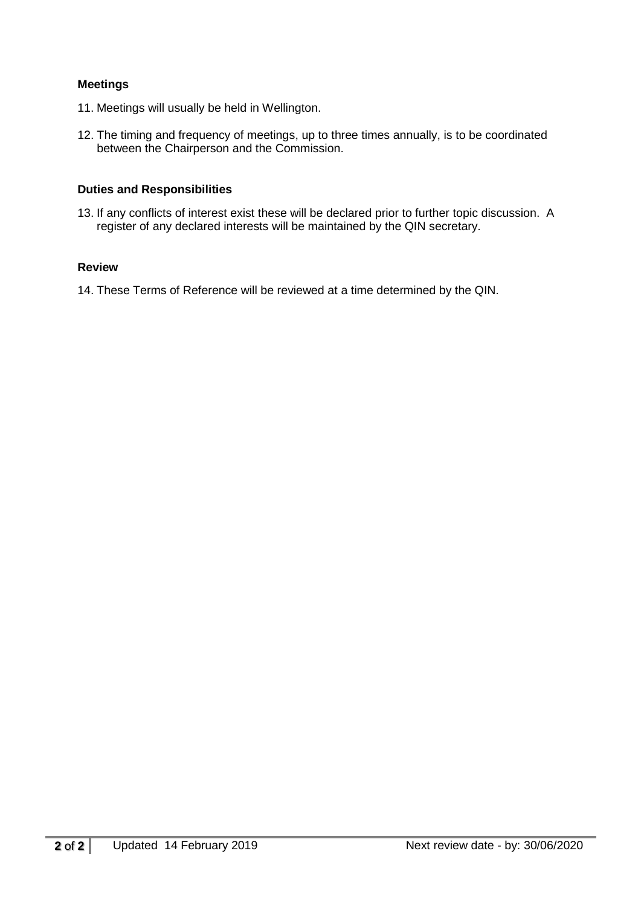**Meetings**

11. Meetings will usually be held in Wellington.

12. The timing and frequency of meetings, up to three times annually, is to be coordinated between the Chairperson and the Commission.

**Duties and Responsibilities**

13. If any conflicts of interest exist these will be declared prior to further topic discussion. A register of any declared interests will be maintained by the QIN secretary.

**Review**

14. These Terms of Reference will be reviewed at a time determined by the QIN.